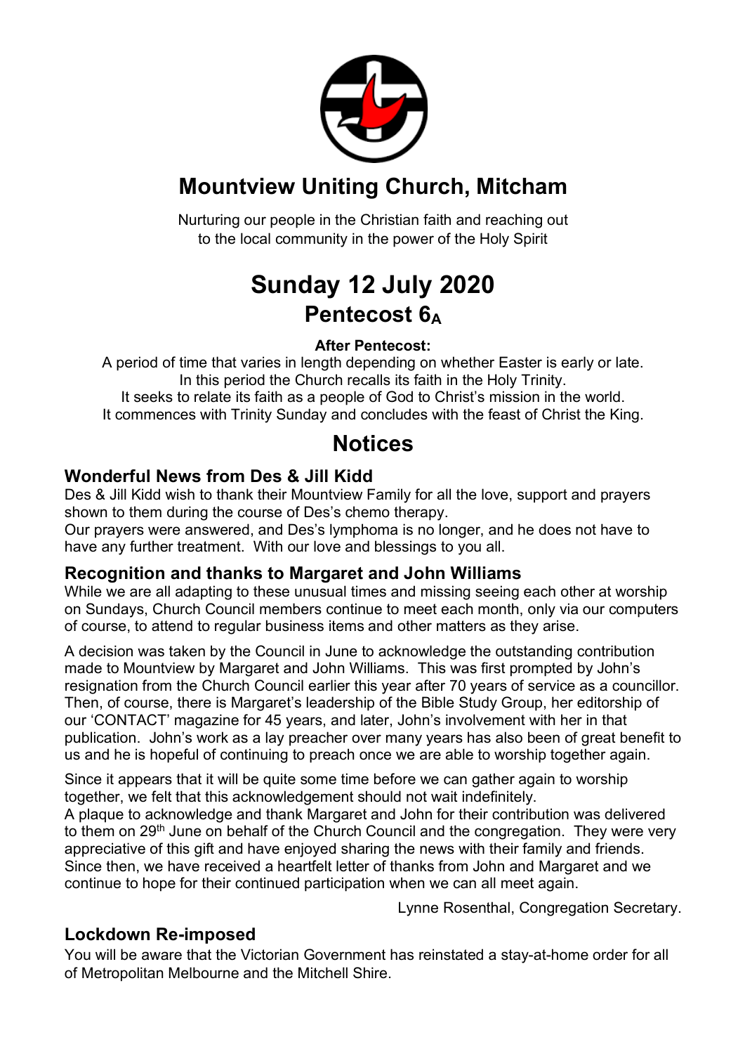# Mountview Uniting Church, Mitcham

Nurturing our people in the Christian faith and reaching out
to the local community in the power of the Holy Spirit

# Sunday 12 July 2020

## Pentecost $6_A$

**After Pentecost:**

A period of time that varies in length depending on whether Easter is early or late.
In this period the Church recalls its faith in the Holy Trinity.
It seeks to relate its faith as a people of God to Christ's mission in the world.
It commences with Trinity Sunday and concludes with the feast of Christ the King.

# Notices

### Wonderful News from Des & Jill Kidd

Des & Jill Kidd wish to thank their Mountview Family for all the love, support and prayers shown to them during the course of Des's chemo therapy.
Our prayers were answered, and Des's lymphoma is no longer, and he does not have to have any further treatment. With our love and blessings to you all.

### Recognition and thanks to Margaret and John Williams

While we are all adapting to these unusual times and missing seeing each other at worship on Sundays, Church Council members continue to meet each month, only via our computers of course, to attend to regular business items and other matters as they arise.

A decision was taken by the Council in June to acknowledge the outstanding contribution made to Mountview by Margaret and John Williams. This was first prompted by John's resignation from the Church Council earlier this year after 70 years of service as a councillor. Then, of course, there is Margaret's leadership of the Bible Study Group, her editorship of our 'CONTACT' magazine for 45 years, and later, John's involvement with her in that publication. John's work as a lay preacher over many years has also been of great benefit to us and he is hopeful of continuing to preach once we are able to worship together again.

Since it appears that it will be quite some time before we can gather again to worship together, we felt that this acknowledgement should not wait indefinitely.
A plaque to acknowledge and thank Margaret and John for their contribution was delivered to them on 29th June on behalf of the Church Council and the congregation. They were very appreciative of this gift and have enjoyed sharing the news with their family and friends. Since then, we have received a heartfelt letter of thanks from John and Margaret and we continue to hope for their continued participation when we can all meet again.

Lynne Rosenthal, Congregation Secretary.

### Lockdown Re-imposed

You will be aware that the Victorian Government has reinstated a stay-at-home order for all of Metropolitan Melbourne and the Mitchell Shire.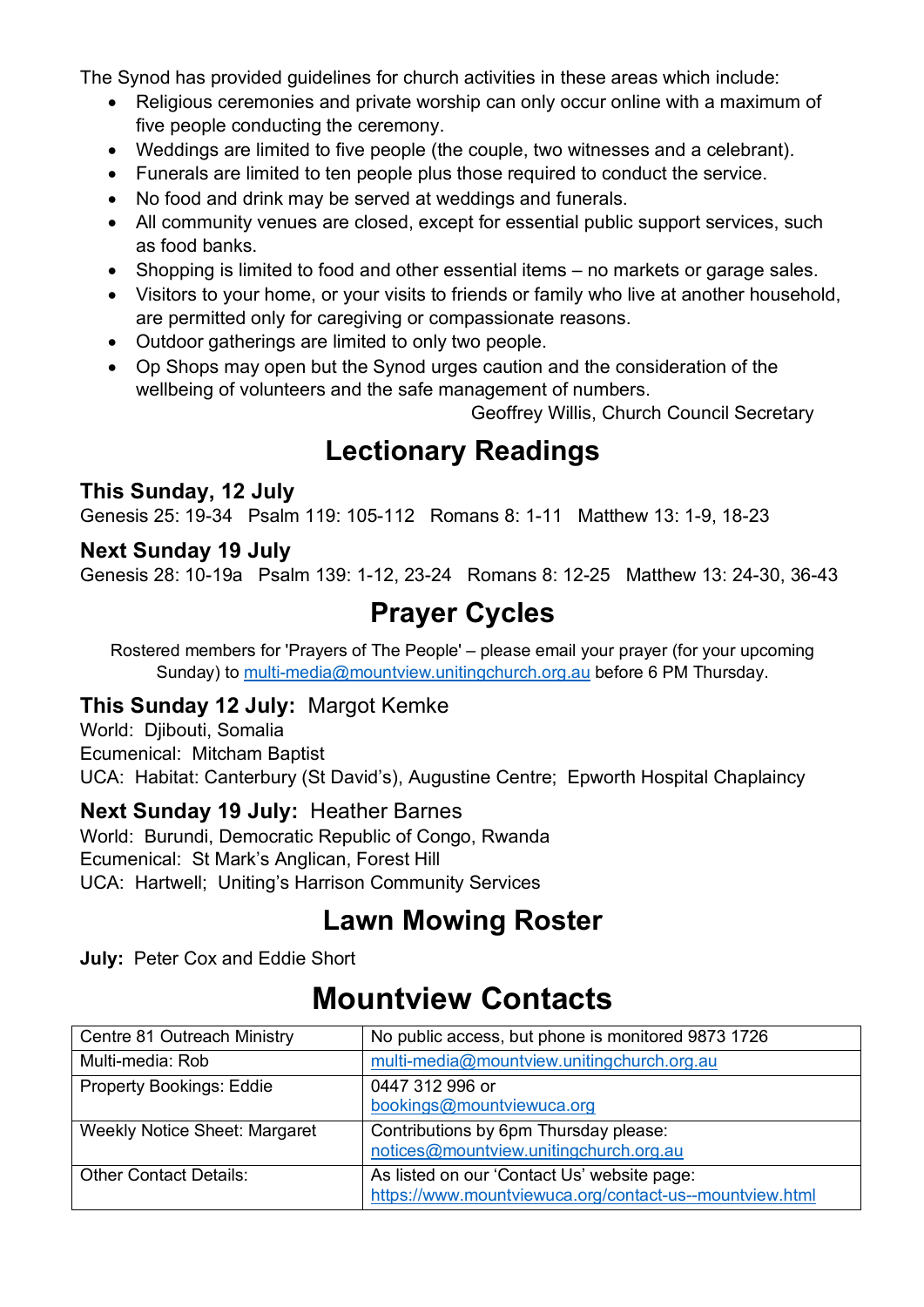The Synod has provided guidelines for church activities in these areas which include:

- Religious ceremonies and private worship can only occur online with a maximum of five people conducting the ceremony.
- Weddings are limited to five people (the couple, two witnesses and a celebrant).
- Funerals are limited to ten people plus those required to conduct the service.
- No food and drink may be served at weddings and funerals.
- All community venues are closed, except for essential public support services, such as food banks.
- Shopping is limited to food and other essential items – no markets or garage sales.
- Visitors to your home, or your visits to friends or family who live at another household, are permitted only for caregiving or compassionate reasons.
- Outdoor gatherings are limited to only two people.
- Op Shops may open but the Synod urges caution and the consideration of the wellbeing of volunteers and the safe management of numbers.

Geoffrey Willis, Church Council Secretary

# Lectionary Readings

### This Sunday, 12 July

Genesis 25: 19-34   Psalm 119: 105-112   Romans 8: 1-11   Matthew 13: 1-9, 18-23

### Next Sunday 19 July

Genesis 28: 10-19a   Psalm 139: 1-12, 23-24   Romans 8: 12-25   Matthew 13: 24-30, 36-43

# Prayer Cycles

Rostered members for 'Prayers of The People' – please email your prayer (for your upcoming Sunday) to multi-media@mountview.unitingchurch.org.au before 6 PM Thursday.

### This Sunday 12 July: Margot Kemke

World: Djibouti, Somalia
Ecumenical: Mitcham Baptist
UCA: Habitat: Canterbury (St David's), Augustine Centre; Epworth Hospital Chaplaincy

### Next Sunday 19 July: Heather Barnes

World: Burundi, Democratic Republic of Congo, Rwanda
Ecumenical: St Mark's Anglican, Forest Hill
UCA: Hartwell; Uniting's Harrison Community Services

# Lawn Mowing Roster

**July:** Peter Cox and Eddie Short

# Mountview Contacts

| | |
|---|---|
| Centre 81 Outreach Ministry | No public access, but phone is monitored 9873 1726 |
| Multi-media: Rob | multi-media@mountview.unitingchurch.org.au |
| Property Bookings: Eddie | 0447 312 996 or bookings@mountviewuca.org |
| Weekly Notice Sheet: Margaret | Contributions by 6pm Thursday please: notices@mountview.unitingchurch.org.au |
| Other Contact Details: | As listed on our 'Contact Us' website page: https://www.mountviewuca.org/contact-us--mountview.html |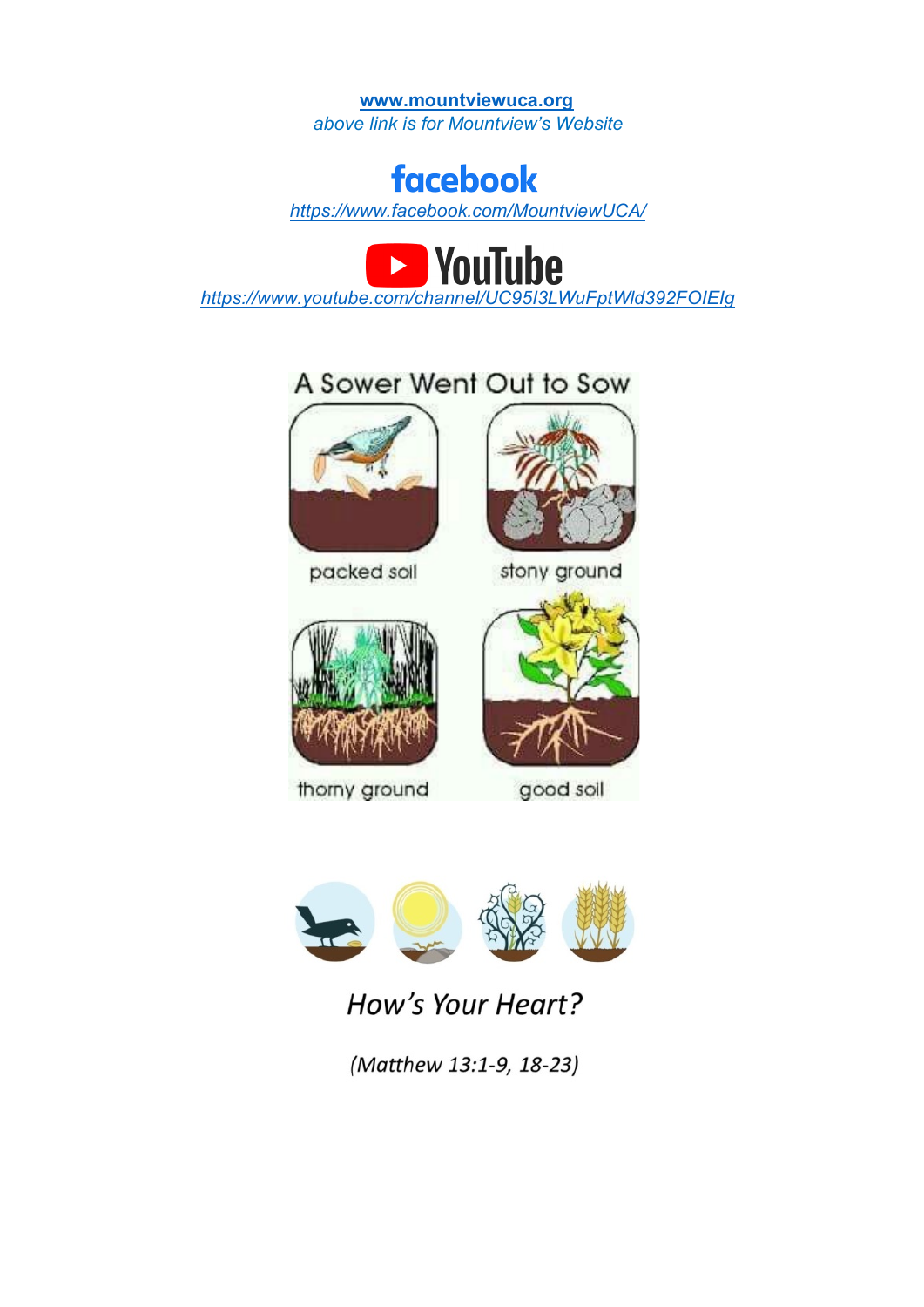[www.mountviewuca.org](http://www.mountviewuca.org)

*above link is for Mountview's Website*

facebook

*[https://www.facebook.com/MountviewUCA/](https://www.facebook.com/MountviewUCA/)*

YouTube

*[https://www.youtube.com/channel/UC95I3LWuFptWld392FOIElg](https://www.youtube.com/channel/UC95I3LWuFptWld392FOIElg)*

A Sower Went Out to Sow

packed soil

stony ground

thorny ground

good soil

*How's Your Heart?*

*(Matthew 13:1-9, 18-23)*